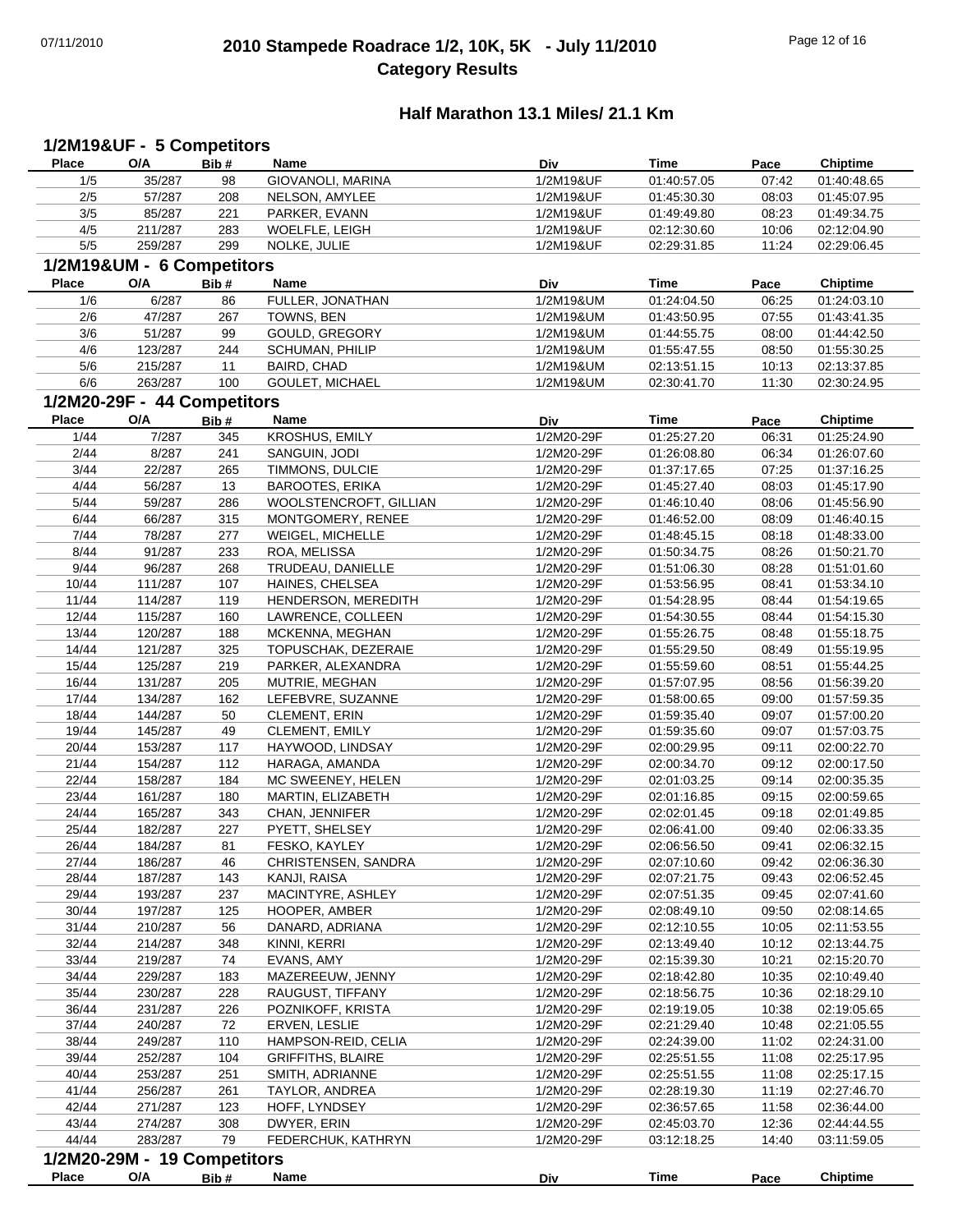# 2010 Stampede Roadrace 1/2, 10K, 5K - July 11/2010
## Category Results

### Half Marathon 13.1 Miles/ 21.1 Km

**1/2M19&UF - 5 Competitors**

| Place | O/A | Bib # | Name | Div | Time | Pace | Chiptime |
|---|---|---|---|---|---|---|---|
| 1/5 | 35/287 | 98 | GIOVANOLI, MARINA | 1/2M19&UF | 01:40:57.05 | 07:42 | 01:40:48.65 |
| 2/5 | 57/287 | 208 | NELSON, AMYLEE | 1/2M19&UF | 01:45:30.30 | 08:03 | 01:45:07.95 |
| 3/5 | 85/287 | 221 | PARKER, EVANN | 1/2M19&UF | 01:49:49.80 | 08:23 | 01:49:34.75 |
| 4/5 | 211/287 | 283 | WOELFLE, LEIGH | 1/2M19&UF | 02:12:30.60 | 10:06 | 02:12:04.90 |
| 5/5 | 259/287 | 299 | NOLKE, JULIE | 1/2M19&UF | 02:29:31.85 | 11:24 | 02:29:06.45 |

**1/2M19&UM - 6 Competitors**

| Place | O/A | Bib # | Name | Div | Time | Pace | Chiptime |
|---|---|---|---|---|---|---|---|
| 1/6 | 6/287 | 86 | FULLER, JONATHAN | 1/2M19&UM | 01:24:04.50 | 06:25 | 01:24:03.10 |
| 2/6 | 47/287 | 267 | TOWNS, BEN | 1/2M19&UM | 01:43:50.95 | 07:55 | 01:43:41.35 |
| 3/6 | 51/287 | 99 | GOULD, GREGORY | 1/2M19&UM | 01:44:55.75 | 08:00 | 01:44:42.50 |
| 4/6 | 123/287 | 244 | SCHUMAN, PHILIP | 1/2M19&UM | 01:55:47.55 | 08:50 | 01:55:30.25 |
| 5/6 | 215/287 | 11 | BAIRD, CHAD | 1/2M19&UM | 02:13:51.15 | 10:13 | 02:13:37.85 |
| 6/6 | 263/287 | 100 | GOULET, MICHAEL | 1/2M19&UM | 02:30:41.70 | 11:30 | 02:30:24.95 |

**1/2M20-29F - 44 Competitors**

| Place | O/A | Bib # | Name | Div | Time | Pace | Chiptime |
|---|---|---|---|---|---|---|---|
| 1/44 | 7/287 | 345 | KROSHUS, EMILY | 1/2M20-29F | 01:25:27.20 | 06:31 | 01:25:24.90 |
| 2/44 | 8/287 | 241 | SANGUIN, JODI | 1/2M20-29F | 01:26:08.80 | 06:34 | 01:26:07.60 |
| 3/44 | 22/287 | 265 | TIMMONS, DULCIE | 1/2M20-29F | 01:37:17.65 | 07:25 | 01:37:16.25 |
| 4/44 | 56/287 | 13 | BAROOTES, ERIKA | 1/2M20-29F | 01:45:27.40 | 08:03 | 01:45:17.90 |
| 5/44 | 59/287 | 286 | WOOLSTENCROFT, GILLIAN | 1/2M20-29F | 01:46:10.40 | 08:06 | 01:45:56.90 |
| 6/44 | 66/287 | 315 | MONTGOMERY, RENEE | 1/2M20-29F | 01:46:52.00 | 08:09 | 01:46:40.15 |
| 7/44 | 78/287 | 277 | WEIGEL, MICHELLE | 1/2M20-29F | 01:48:45.15 | 08:18 | 01:48:33.00 |
| 8/44 | 91/287 | 233 | ROA, MELISSA | 1/2M20-29F | 01:50:34.75 | 08:26 | 01:50:21.70 |
| 9/44 | 96/287 | 268 | TRUDEAU, DANIELLE | 1/2M20-29F | 01:51:06.30 | 08:28 | 01:51:01.60 |
| 10/44 | 111/287 | 107 | HAINES, CHELSEA | 1/2M20-29F | 01:53:56.95 | 08:41 | 01:53:34.10 |
| 11/44 | 114/287 | 119 | HENDERSON, MEREDITH | 1/2M20-29F | 01:54:28.95 | 08:44 | 01:54:19.65 |
| 12/44 | 115/287 | 160 | LAWRENCE, COLLEEN | 1/2M20-29F | 01:54:30.55 | 08:44 | 01:54:15.30 |
| 13/44 | 120/287 | 188 | MCKENNA, MEGHAN | 1/2M20-29F | 01:55:26.75 | 08:48 | 01:55:18.75 |
| 14/44 | 121/287 | 325 | TOPUSCHAK, DEZERAIE | 1/2M20-29F | 01:55:29.50 | 08:49 | 01:55:19.95 |
| 15/44 | 125/287 | 219 | PARKER, ALEXANDRA | 1/2M20-29F | 01:55:59.60 | 08:51 | 01:55:44.25 |
| 16/44 | 131/287 | 205 | MUTRIE, MEGHAN | 1/2M20-29F | 01:57:07.95 | 08:56 | 01:56:39.20 |
| 17/44 | 134/287 | 162 | LEFEBVRE, SUZANNE | 1/2M20-29F | 01:58:00.65 | 09:00 | 01:57:59.35 |
| 18/44 | 144/287 | 50 | CLEMENT, ERIN | 1/2M20-29F | 01:59:35.40 | 09:07 | 01:57:00.20 |
| 19/44 | 145/287 | 49 | CLEMENT, EMILY | 1/2M20-29F | 01:59:35.60 | 09:07 | 01:57:03.75 |
| 20/44 | 153/287 | 117 | HAYWOOD, LINDSAY | 1/2M20-29F | 02:00:29.95 | 09:11 | 02:00:22.70 |
| 21/44 | 154/287 | 112 | HARAGA, AMANDA | 1/2M20-29F | 02:00:34.70 | 09:12 | 02:00:17.50 |
| 22/44 | 158/287 | 184 | MC SWEENEY, HELEN | 1/2M20-29F | 02:01:03.25 | 09:14 | 02:00:35.35 |
| 23/44 | 161/287 | 180 | MARTIN, ELIZABETH | 1/2M20-29F | 02:01:16.85 | 09:15 | 02:00:59.65 |
| 24/44 | 165/287 | 343 | CHAN, JENNIFER | 1/2M20-29F | 02:02:01.45 | 09:18 | 02:01:49.85 |
| 25/44 | 182/287 | 227 | PYETT, SHELSEY | 1/2M20-29F | 02:06:41.00 | 09:40 | 02:06:33.35 |
| 26/44 | 184/287 | 81 | FESKO, KAYLEY | 1/2M20-29F | 02:06:56.50 | 09:41 | 02:06:32.15 |
| 27/44 | 186/287 | 46 | CHRISTENSEN, SANDRA | 1/2M20-29F | 02:07:10.60 | 09:42 | 02:06:36.30 |
| 28/44 | 187/287 | 143 | KANJI, RAISA | 1/2M20-29F | 02:07:21.75 | 09:43 | 02:06:52.45 |
| 29/44 | 193/287 | 237 | MACINTYRE, ASHLEY | 1/2M20-29F | 02:07:51.35 | 09:45 | 02:07:41.60 |
| 30/44 | 197/287 | 125 | HOOPER, AMBER | 1/2M20-29F | 02:08:49.10 | 09:50 | 02:08:14.65 |
| 31/44 | 210/287 | 56 | DANARD, ADRIANA | 1/2M20-29F | 02:12:10.55 | 10:05 | 02:11:53.55 |
| 32/44 | 214/287 | 348 | KINNI, KERRI | 1/2M20-29F | 02:13:49.40 | 10:12 | 02:13:44.75 |
| 33/44 | 219/287 | 74 | EVANS, AMY | 1/2M20-29F | 02:15:39.30 | 10:21 | 02:15:20.70 |
| 34/44 | 229/287 | 183 | MAZEREEUW, JENNY | 1/2M20-29F | 02:18:42.80 | 10:35 | 02:10:49.40 |
| 35/44 | 230/287 | 228 | RAUGUST, TIFFANY | 1/2M20-29F | 02:18:56.75 | 10:36 | 02:18:29.10 |
| 36/44 | 231/287 | 226 | POZNIKOFF, KRISTA | 1/2M20-29F | 02:19:19.05 | 10:38 | 02:19:05.65 |
| 37/44 | 240/287 | 72 | ERVEN, LESLIE | 1/2M20-29F | 02:21:29.40 | 10:48 | 02:21:05.55 |
| 38/44 | 249/287 | 110 | HAMPSON-REID, CELIA | 1/2M20-29F | 02:24:39.00 | 11:02 | 02:24:31.00 |
| 39/44 | 252/287 | 104 | GRIFFITHS, BLAIRE | 1/2M20-29F | 02:25:51.55 | 11:08 | 02:25:17.95 |
| 40/44 | 253/287 | 251 | SMITH, ADRIANNE | 1/2M20-29F | 02:25:51.55 | 11:08 | 02:25:17.15 |
| 41/44 | 256/287 | 261 | TAYLOR, ANDREA | 1/2M20-29F | 02:28:19.30 | 11:19 | 02:27:46.70 |
| 42/44 | 271/287 | 123 | HOFF, LYNDSEY | 1/2M20-29F | 02:36:57.65 | 11:58 | 02:36:44.00 |
| 43/44 | 274/287 | 308 | DWYER, ERIN | 1/2M20-29F | 02:45:03.70 | 12:36 | 02:44:44.55 |
| 44/44 | 283/287 | 79 | FEDERCHUK, KATHRYN | 1/2M20-29F | 03:12:18.25 | 14:40 | 03:11:59.05 |

**1/2M20-29M - 19 Competitors**

| Place | O/A | Bib # | Name | Div | Time | Pace | Chiptime |
|---|---|---|---|---|---|---|---|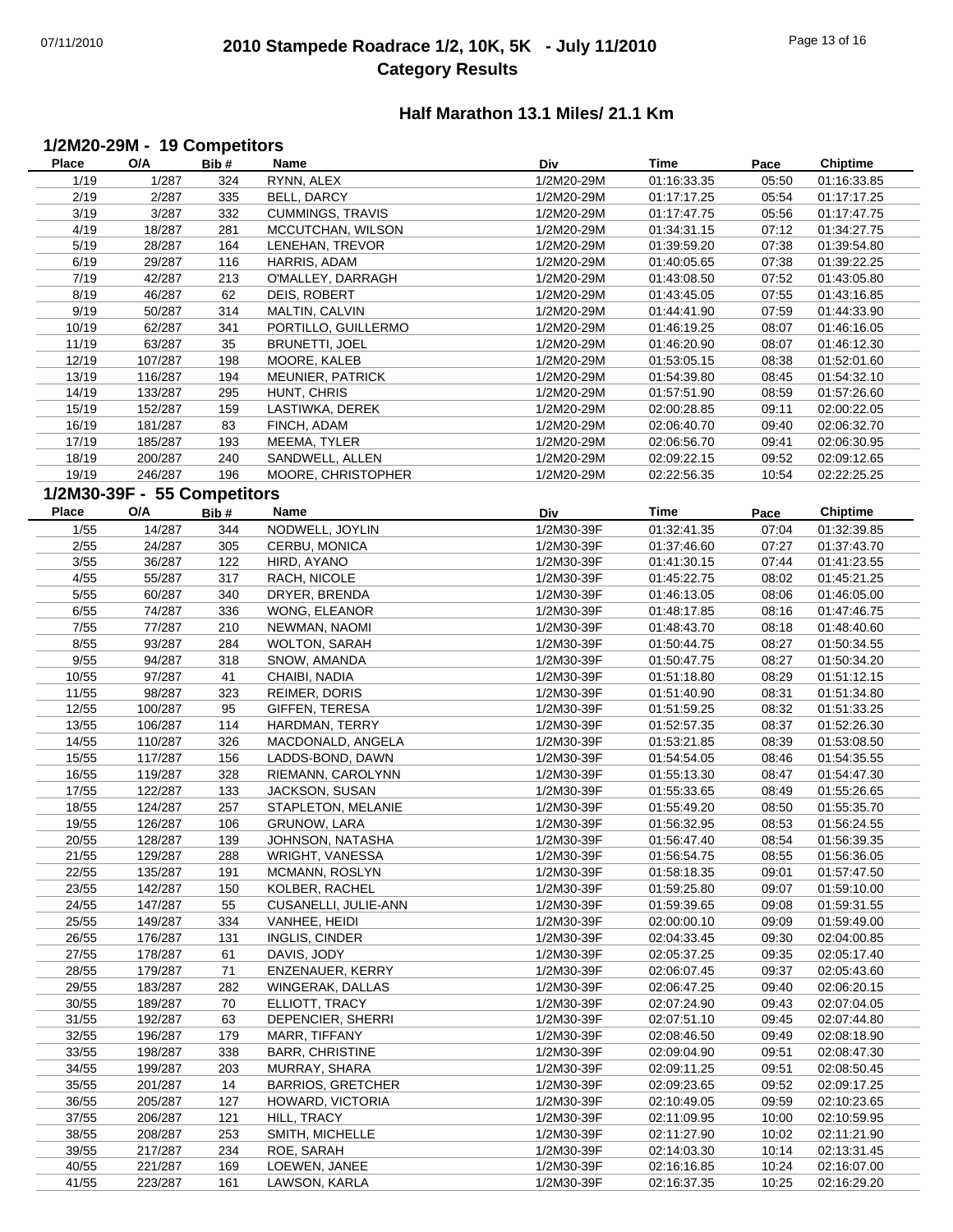# 2010 Stampede Roadrace 1/2, 10K, 5K - July 11/2010
## Category Results

### Half Marathon 13.1 Miles/ 21.1 Km

#### 1/2M20-29M - 19 Competitors

| Place | O/A | Bib # | Name | Div | Time | Pace | Chiptime |
|---|---|---|---|---|---|---|---|
| 1/19 | 1/287 | 324 | RYNN, ALEX | 1/2M20-29M | 01:16:33.35 | 05:50 | 01:16:33.85 |
| 2/19 | 2/287 | 335 | BELL, DARCY | 1/2M20-29M | 01:17:17.25 | 05:54 | 01:17:17.25 |
| 3/19 | 3/287 | 332 | CUMMINGS, TRAVIS | 1/2M20-29M | 01:17:47.75 | 05:56 | 01:17:47.75 |
| 4/19 | 18/287 | 281 | MCCUTCHAN, WILSON | 1/2M20-29M | 01:34:31.15 | 07:12 | 01:34:27.75 |
| 5/19 | 28/287 | 164 | LENEHAN, TREVOR | 1/2M20-29M | 01:39:59.20 | 07:38 | 01:39:54.80 |
| 6/19 | 29/287 | 116 | HARRIS, ADAM | 1/2M20-29M | 01:40:05.65 | 07:38 | 01:39:22.25 |
| 7/19 | 42/287 | 213 | O'MALLEY, DARRAGH | 1/2M20-29M | 01:43:08.50 | 07:52 | 01:43:05.80 |
| 8/19 | 46/287 | 62 | DEIS, ROBERT | 1/2M20-29M | 01:43:45.05 | 07:55 | 01:43:16.85 |
| 9/19 | 50/287 | 314 | MALTIN, CALVIN | 1/2M20-29M | 01:44:41.90 | 07:59 | 01:44:33.90 |
| 10/19 | 62/287 | 341 | PORTILLO, GUILLERMO | 1/2M20-29M | 01:46:19.25 | 08:07 | 01:46:16.05 |
| 11/19 | 63/287 | 35 | BRUNETTI, JOEL | 1/2M20-29M | 01:46:20.90 | 08:07 | 01:46:12.30 |
| 12/19 | 107/287 | 198 | MOORE, KALEB | 1/2M20-29M | 01:53:05.15 | 08:38 | 01:52:01.60 |
| 13/19 | 116/287 | 194 | MEUNIER, PATRICK | 1/2M20-29M | 01:54:39.80 | 08:45 | 01:54:32.10 |
| 14/19 | 133/287 | 295 | HUNT, CHRIS | 1/2M20-29M | 01:57:51.90 | 08:59 | 01:57:26.60 |
| 15/19 | 152/287 | 159 | LASTIWKA, DEREK | 1/2M20-29M | 02:00:28.85 | 09:11 | 02:00:22.05 |
| 16/19 | 181/287 | 83 | FINCH, ADAM | 1/2M20-29M | 02:06:40.70 | 09:40 | 02:06:32.70 |
| 17/19 | 185/287 | 193 | MEEMA, TYLER | 1/2M20-29M | 02:06:56.70 | 09:41 | 02:06:30.95 |
| 18/19 | 200/287 | 240 | SANDWELL, ALLEN | 1/2M20-29M | 02:09:22.15 | 09:52 | 02:09:12.65 |
| 19/19 | 246/287 | 196 | MOORE, CHRISTOPHER | 1/2M20-29M | 02:22:56.35 | 10:54 | 02:22:25.25 |

#### 1/2M30-39F - 55 Competitors

| Place | O/A | Bib # | Name | Div | Time | Pace | Chiptime |
|---|---|---|---|---|---|---|---|
| 1/55 | 14/287 | 344 | NODWELL, JOYLIN | 1/2M30-39F | 01:32:41.35 | 07:04 | 01:32:39.85 |
| 2/55 | 24/287 | 305 | CERBU, MONICA | 1/2M30-39F | 01:37:46.60 | 07:27 | 01:37:43.70 |
| 3/55 | 36/287 | 122 | HIRD, AYANO | 1/2M30-39F | 01:41:30.15 | 07:44 | 01:41:23.55 |
| 4/55 | 55/287 | 317 | RACH, NICOLE | 1/2M30-39F | 01:45:22.75 | 08:02 | 01:45:21.25 |
| 5/55 | 60/287 | 340 | DRYER, BRENDA | 1/2M30-39F | 01:46:13.05 | 08:06 | 01:46:05.00 |
| 6/55 | 74/287 | 336 | WONG, ELEANOR | 1/2M30-39F | 01:48:17.85 | 08:16 | 01:47:46.75 |
| 7/55 | 77/287 | 210 | NEWMAN, NAOMI | 1/2M30-39F | 01:48:43.70 | 08:18 | 01:48:40.60 |
| 8/55 | 93/287 | 284 | WOLTON, SARAH | 1/2M30-39F | 01:50:44.75 | 08:27 | 01:50:34.55 |
| 9/55 | 94/287 | 318 | SNOW, AMANDA | 1/2M30-39F | 01:50:47.75 | 08:27 | 01:50:34.20 |
| 10/55 | 97/287 | 41 | CHAIBI, NADIA | 1/2M30-39F | 01:51:18.80 | 08:29 | 01:51:12.15 |
| 11/55 | 98/287 | 323 | REIMER, DORIS | 1/2M30-39F | 01:51:40.90 | 08:31 | 01:51:34.80 |
| 12/55 | 100/287 | 95 | GIFFEN, TERESA | 1/2M30-39F | 01:51:59.25 | 08:32 | 01:51:33.25 |
| 13/55 | 106/287 | 114 | HARDMAN, TERRY | 1/2M30-39F | 01:52:57.35 | 08:37 | 01:52:26.30 |
| 14/55 | 110/287 | 326 | MACDONALD, ANGELA | 1/2M30-39F | 01:53:21.85 | 08:39 | 01:53:08.50 |
| 15/55 | 117/287 | 156 | LADDS-BOND, DAWN | 1/2M30-39F | 01:54:54.05 | 08:46 | 01:54:35.55 |
| 16/55 | 119/287 | 328 | RIEMANN, CAROLYNN | 1/2M30-39F | 01:55:13.30 | 08:47 | 01:54:47.30 |
| 17/55 | 122/287 | 133 | JACKSON, SUSAN | 1/2M30-39F | 01:55:33.65 | 08:49 | 01:55:26.65 |
| 18/55 | 124/287 | 257 | STAPLETON, MELANIE | 1/2M30-39F | 01:55:49.20 | 08:50 | 01:55:35.70 |
| 19/55 | 126/287 | 106 | GRUNOW, LARA | 1/2M30-39F | 01:56:32.95 | 08:53 | 01:56:24.55 |
| 20/55 | 128/287 | 139 | JOHNSON, NATASHA | 1/2M30-39F | 01:56:47.40 | 08:54 | 01:56:39.35 |
| 21/55 | 129/287 | 288 | WRIGHT, VANESSA | 1/2M30-39F | 01:56:54.75 | 08:55 | 01:56:36.05 |
| 22/55 | 135/287 | 191 | MCMANN, ROSLYN | 1/2M30-39F | 01:58:18.35 | 09:01 | 01:57:47.50 |
| 23/55 | 142/287 | 150 | KOLBER, RACHEL | 1/2M30-39F | 01:59:25.80 | 09:07 | 01:59:10.00 |
| 24/55 | 147/287 | 55 | CUSANELLI, JULIE-ANN | 1/2M30-39F | 01:59:39.65 | 09:08 | 01:59:31.55 |
| 25/55 | 149/287 | 334 | VANHEE, HEIDI | 1/2M30-39F | 02:00:00.10 | 09:09 | 01:59:49.00 |
| 26/55 | 176/287 | 131 | INGLIS, CINDER | 1/2M30-39F | 02:04:33.45 | 09:30 | 02:04:00.85 |
| 27/55 | 178/287 | 61 | DAVIS, JODY | 1/2M30-39F | 02:05:37.25 | 09:35 | 02:05:17.40 |
| 28/55 | 179/287 | 71 | ENZENAUER, KERRY | 1/2M30-39F | 02:06:07.45 | 09:37 | 02:05:43.60 |
| 29/55 | 183/287 | 282 | WINGERAK, DALLAS | 1/2M30-39F | 02:06:47.25 | 09:40 | 02:06:20.15 |
| 30/55 | 189/287 | 70 | ELLIOTT, TRACY | 1/2M30-39F | 02:07:24.90 | 09:43 | 02:07:04.05 |
| 31/55 | 192/287 | 63 | DEPENCIER, SHERRI | 1/2M30-39F | 02:07:51.10 | 09:45 | 02:07:44.80 |
| 32/55 | 196/287 | 179 | MARR, TIFFANY | 1/2M30-39F | 02:08:46.50 | 09:49 | 02:08:18.90 |
| 33/55 | 198/287 | 338 | BARR, CHRISTINE | 1/2M30-39F | 02:09:04.90 | 09:51 | 02:08:47.30 |
| 34/55 | 199/287 | 203 | MURRAY, SHARA | 1/2M30-39F | 02:09:11.25 | 09:51 | 02:08:50.45 |
| 35/55 | 201/287 | 14 | BARRIOS, GRETCHER | 1/2M30-39F | 02:09:23.65 | 09:52 | 02:09:17.25 |
| 36/55 | 205/287 | 127 | HOWARD, VICTORIA | 1/2M30-39F | 02:10:49.05 | 09:59 | 02:10:23.65 |
| 37/55 | 206/287 | 121 | HILL, TRACY | 1/2M30-39F | 02:11:09.95 | 10:00 | 02:10:59.95 |
| 38/55 | 208/287 | 253 | SMITH, MICHELLE | 1/2M30-39F | 02:11:27.90 | 10:02 | 02:11:21.90 |
| 39/55 | 217/287 | 234 | ROE, SARAH | 1/2M30-39F | 02:14:03.30 | 10:14 | 02:13:31.45 |
| 40/55 | 221/287 | 169 | LOEWEN, JANEE | 1/2M30-39F | 02:16:16.85 | 10:24 | 02:16:07.00 |
| 41/55 | 223/287 | 161 | LAWSON, KARLA | 1/2M30-39F | 02:16:37.35 | 10:25 | 02:16:29.20 |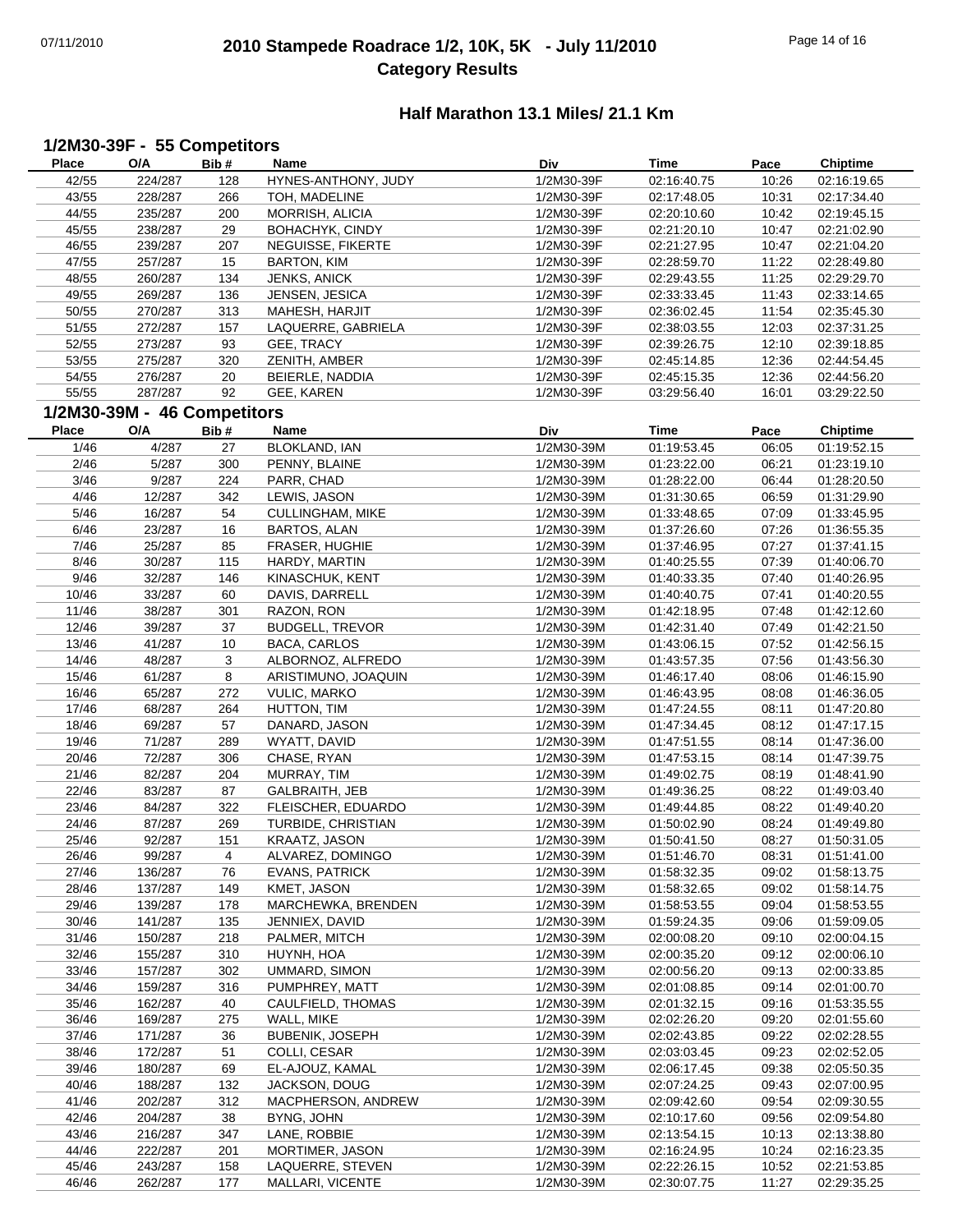# 2010 Stampede Roadrace 1/2, 10K, 5K - July 11/2010
## Category Results

### Half Marathon 13.1 Miles/ 21.1 Km

#### 1/2M30-39F - 55 Competitors

| Place | O/A | Bib # | Name | Div | Time | Pace | Chiptime |
|---|---|---|---|---|---|---|---|
| 42/55 | 224/287 | 128 | HYNES-ANTHONY, JUDY | 1/2M30-39F | 02:16:40.75 | 10:26 | 02:16:19.65 |
| 43/55 | 228/287 | 266 | TOH, MADELINE | 1/2M30-39F | 02:17:48.05 | 10:31 | 02:17:34.40 |
| 44/55 | 235/287 | 200 | MORRISH, ALICIA | 1/2M30-39F | 02:20:10.60 | 10:42 | 02:19:45.15 |
| 45/55 | 238/287 | 29 | BOHACHYK, CINDY | 1/2M30-39F | 02:21:20.10 | 10:47 | 02:21:02.90 |
| 46/55 | 239/287 | 207 | NEGUISSE, FIKERTE | 1/2M30-39F | 02:21:27.95 | 10:47 | 02:21:04.20 |
| 47/55 | 257/287 | 15 | BARTON, KIM | 1/2M30-39F | 02:28:59.70 | 11:22 | 02:28:49.80 |
| 48/55 | 260/287 | 134 | JENKS, ANICK | 1/2M30-39F | 02:29:43.55 | 11:25 | 02:29:29.70 |
| 49/55 | 269/287 | 136 | JENSEN, JESICA | 1/2M30-39F | 02:33:33.45 | 11:43 | 02:33:14.65 |
| 50/55 | 270/287 | 313 | MAHESH, HARJIT | 1/2M30-39F | 02:36:02.45 | 11:54 | 02:35:45.30 |
| 51/55 | 272/287 | 157 | LAQUERRE, GABRIELA | 1/2M30-39F | 02:38:03.55 | 12:03 | 02:37:31.25 |
| 52/55 | 273/287 | 93 | GEE, TRACY | 1/2M30-39F | 02:39:26.75 | 12:10 | 02:39:18.85 |
| 53/55 | 275/287 | 320 | ZENITH, AMBER | 1/2M30-39F | 02:45:14.85 | 12:36 | 02:44:54.45 |
| 54/55 | 276/287 | 20 | BEIERLE, NADDIA | 1/2M30-39F | 02:45:15.35 | 12:36 | 02:44:56.20 |
| 55/55 | 287/287 | 92 | GEE, KAREN | 1/2M30-39F | 03:29:56.40 | 16:01 | 03:29:22.50 |

#### 1/2M30-39M - 46 Competitors

| Place | O/A | Bib # | Name | Div | Time | Pace | Chiptime |
|---|---|---|---|---|---|---|---|
| 1/46 | 4/287 | 27 | BLOKLAND, IAN | 1/2M30-39M | 01:19:53.45 | 06:05 | 01:19:52.15 |
| 2/46 | 5/287 | 300 | PENNY, BLAINE | 1/2M30-39M | 01:23:22.00 | 06:21 | 01:23:19.10 |
| 3/46 | 9/287 | 224 | PARR, CHAD | 1/2M30-39M | 01:28:22.00 | 06:44 | 01:28:20.50 |
| 4/46 | 12/287 | 342 | LEWIS, JASON | 1/2M30-39M | 01:31:30.65 | 06:59 | 01:31:29.90 |
| 5/46 | 16/287 | 54 | CULLINGHAM, MIKE | 1/2M30-39M | 01:33:48.65 | 07:09 | 01:33:45.95 |
| 6/46 | 23/287 | 16 | BARTOS, ALAN | 1/2M30-39M | 01:37:26.60 | 07:26 | 01:36:55.35 |
| 7/46 | 25/287 | 85 | FRASER, HUGHIE | 1/2M30-39M | 01:37:46.95 | 07:27 | 01:37:41.15 |
| 8/46 | 30/287 | 115 | HARDY, MARTIN | 1/2M30-39M | 01:40:25.55 | 07:39 | 01:40:06.70 |
| 9/46 | 32/287 | 146 | KINASCHUK, KENT | 1/2M30-39M | 01:40:33.35 | 07:40 | 01:40:26.95 |
| 10/46 | 33/287 | 60 | DAVIS, DARRELL | 1/2M30-39M | 01:40:40.75 | 07:41 | 01:40:20.55 |
| 11/46 | 38/287 | 301 | RAZON, RON | 1/2M30-39M | 01:42:18.95 | 07:48 | 01:42:12.60 |
| 12/46 | 39/287 | 37 | BUDGELL, TREVOR | 1/2M30-39M | 01:42:31.40 | 07:49 | 01:42:21.50 |
| 13/46 | 41/287 | 10 | BACA, CARLOS | 1/2M30-39M | 01:43:06.15 | 07:52 | 01:42:56.15 |
| 14/46 | 48/287 | 3 | ALBORNOZ, ALFREDO | 1/2M30-39M | 01:43:57.35 | 07:56 | 01:43:56.30 |
| 15/46 | 61/287 | 8 | ARISTIMUNO, JOAQUIN | 1/2M30-39M | 01:46:17.40 | 08:06 | 01:46:15.90 |
| 16/46 | 65/287 | 272 | VULIC, MARKO | 1/2M30-39M | 01:46:43.95 | 08:08 | 01:46:36.05 |
| 17/46 | 68/287 | 264 | HUTTON, TIM | 1/2M30-39M | 01:47:24.55 | 08:11 | 01:47:20.80 |
| 18/46 | 69/287 | 57 | DANARD, JASON | 1/2M30-39M | 01:47:34.45 | 08:12 | 01:47:17.15 |
| 19/46 | 71/287 | 289 | WYATT, DAVID | 1/2M30-39M | 01:47:51.55 | 08:14 | 01:47:36.00 |
| 20/46 | 72/287 | 306 | CHASE, RYAN | 1/2M30-39M | 01:47:53.15 | 08:14 | 01:47:39.75 |
| 21/46 | 82/287 | 204 | MURRAY, TIM | 1/2M30-39M | 01:49:02.75 | 08:19 | 01:48:41.90 |
| 22/46 | 83/287 | 87 | GALBRAITH, JEB | 1/2M30-39M | 01:49:36.25 | 08:22 | 01:49:03.40 |
| 23/46 | 84/287 | 322 | FLEISCHER, EDUARDO | 1/2M30-39M | 01:49:44.85 | 08:22 | 01:49:40.20 |
| 24/46 | 87/287 | 269 | TURBIDE, CHRISTIAN | 1/2M30-39M | 01:50:02.90 | 08:24 | 01:49:49.80 |
| 25/46 | 92/287 | 151 | KRAATZ, JASON | 1/2M30-39M | 01:50:41.50 | 08:27 | 01:50:31.05 |
| 26/46 | 99/287 | 4 | ALVAREZ, DOMINGO | 1/2M30-39M | 01:51:46.70 | 08:31 | 01:51:41.00 |
| 27/46 | 136/287 | 76 | EVANS, PATRICK | 1/2M30-39M | 01:58:32.35 | 09:02 | 01:58:13.75 |
| 28/46 | 137/287 | 149 | KMET, JASON | 1/2M30-39M | 01:58:32.65 | 09:02 | 01:58:14.75 |
| 29/46 | 139/287 | 178 | MARCHEWKA, BRENDEN | 1/2M30-39M | 01:58:53.55 | 09:04 | 01:58:53.55 |
| 30/46 | 141/287 | 135 | JENNIEX, DAVID | 1/2M30-39M | 01:59:24.35 | 09:06 | 01:59:09.05 |
| 31/46 | 150/287 | 218 | PALMER, MITCH | 1/2M30-39M | 02:00:08.20 | 09:10 | 02:00:04.15 |
| 32/46 | 155/287 | 310 | HUYNH, HOA | 1/2M30-39M | 02:00:35.20 | 09:12 | 02:00:06.10 |
| 33/46 | 157/287 | 302 | UMMARD, SIMON | 1/2M30-39M | 02:00:56.20 | 09:13 | 02:00:33.85 |
| 34/46 | 159/287 | 316 | PUMPHREY, MATT | 1/2M30-39M | 02:01:08.85 | 09:14 | 02:01:00.70 |
| 35/46 | 162/287 | 40 | CAULFIELD, THOMAS | 1/2M30-39M | 02:01:32.15 | 09:16 | 01:53:35.55 |
| 36/46 | 169/287 | 275 | WALL, MIKE | 1/2M30-39M | 02:02:26.20 | 09:20 | 02:01:55.60 |
| 37/46 | 171/287 | 36 | BUBENIK, JOSEPH | 1/2M30-39M | 02:02:43.85 | 09:22 | 02:02:28.55 |
| 38/46 | 172/287 | 51 | COLLI, CESAR | 1/2M30-39M | 02:03:03.45 | 09:23 | 02:02:52.05 |
| 39/46 | 180/287 | 69 | EL-AJOUZ, KAMAL | 1/2M30-39M | 02:06:17.45 | 09:38 | 02:05:50.35 |
| 40/46 | 188/287 | 132 | JACKSON, DOUG | 1/2M30-39M | 02:07:24.25 | 09:43 | 02:07:00.95 |
| 41/46 | 202/287 | 312 | MACPHERSON, ANDREW | 1/2M30-39M | 02:09:42.60 | 09:54 | 02:09:30.55 |
| 42/46 | 204/287 | 38 | BYNG, JOHN | 1/2M30-39M | 02:10:17.60 | 09:56 | 02:09:54.80 |
| 43/46 | 216/287 | 347 | LANE, ROBBIE | 1/2M30-39M | 02:13:54.15 | 10:13 | 02:13:38.80 |
| 44/46 | 222/287 | 201 | MORTIMER, JASON | 1/2M30-39M | 02:16:24.95 | 10:24 | 02:16:23.35 |
| 45/46 | 243/287 | 158 | LAQUERRE, STEVEN | 1/2M30-39M | 02:22:26.15 | 10:52 | 02:21:53.85 |
| 46/46 | 262/287 | 177 | MALLARI, VICENTE | 1/2M30-39M | 02:30:07.75 | 11:27 | 02:29:35.25 |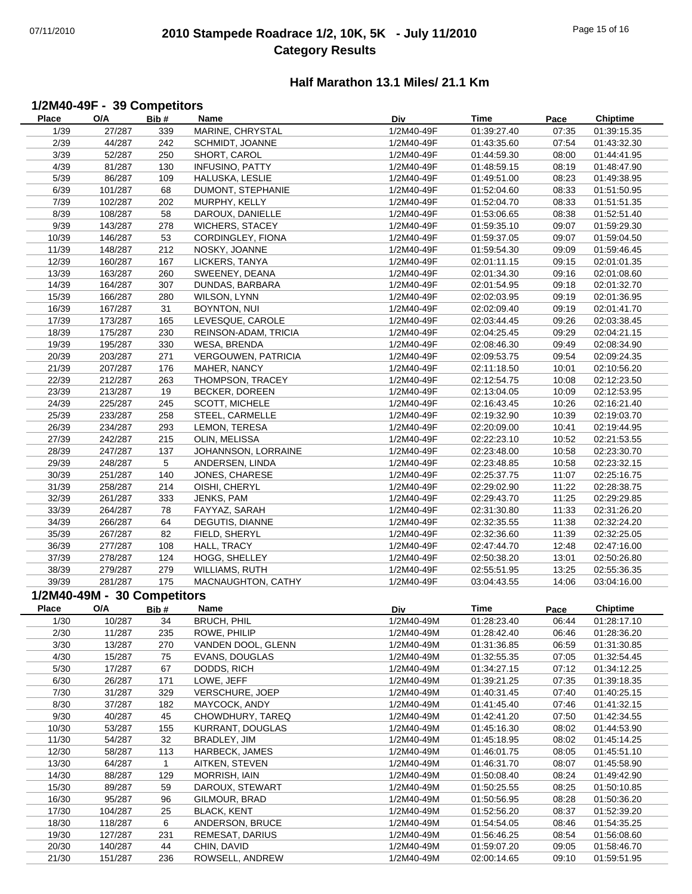# 2010 Stampede Roadrace 1/2, 10K, 5K - July 11/2010
## Category Results

### Half Marathon 13.1 Miles/ 21.1 Km

#### 1/2M40-49F - 39 Competitors

| Place | O/A | Bib # | Name | Div | Time | Pace | Chiptime |
|---|---|---|---|---|---|---|---|
| 1/39 | 27/287 | 339 | MARINE, CHRYSTAL | 1/2M40-49F | 01:39:27.40 | 07:35 | 01:39:15.35 |
| 2/39 | 44/287 | 242 | SCHMIDT, JOANNE | 1/2M40-49F | 01:43:35.60 | 07:54 | 01:43:32.30 |
| 3/39 | 52/287 | 250 | SHORT, CAROL | 1/2M40-49F | 01:44:59.30 | 08:00 | 01:44:41.95 |
| 4/39 | 81/287 | 130 | INFUSINO, PATTY | 1/2M40-49F | 01:48:59.15 | 08:19 | 01:48:47.90 |
| 5/39 | 86/287 | 109 | HALUSKA, LESLIE | 1/2M40-49F | 01:49:51.00 | 08:23 | 01:49:38.95 |
| 6/39 | 101/287 | 68 | DUMONT, STEPHANIE | 1/2M40-49F | 01:52:04.60 | 08:33 | 01:51:50.95 |
| 7/39 | 102/287 | 202 | MURPHY, KELLY | 1/2M40-49F | 01:52:04.70 | 08:33 | 01:51:51.35 |
| 8/39 | 108/287 | 58 | DAROUX, DANIELLE | 1/2M40-49F | 01:53:06.65 | 08:38 | 01:52:51.40 |
| 9/39 | 143/287 | 278 | WICHERS, STACEY | 1/2M40-49F | 01:59:35.10 | 09:07 | 01:59:29.30 |
| 10/39 | 146/287 | 53 | CORDINGLEY, FIONA | 1/2M40-49F | 01:59:37.05 | 09:07 | 01:59:04.50 |
| 11/39 | 148/287 | 212 | NOSKY, JOANNE | 1/2M40-49F | 01:59:54.30 | 09:09 | 01:59:46.45 |
| 12/39 | 160/287 | 167 | LICKERS, TANYA | 1/2M40-49F | 02:01:11.15 | 09:15 | 02:01:01.35 |
| 13/39 | 163/287 | 260 | SWEENEY, DEANA | 1/2M40-49F | 02:01:34.30 | 09:16 | 02:01:08.60 |
| 14/39 | 164/287 | 307 | DUNDAS, BARBARA | 1/2M40-49F | 02:01:54.95 | 09:18 | 02:01:32.70 |
| 15/39 | 166/287 | 280 | WILSON, LYNN | 1/2M40-49F | 02:02:03.95 | 09:19 | 02:01:36.95 |
| 16/39 | 167/287 | 31 | BOYNTON, NUI | 1/2M40-49F | 02:02:09.40 | 09:19 | 02:01:41.70 |
| 17/39 | 173/287 | 165 | LEVESQUE, CAROLE | 1/2M40-49F | 02:03:44.45 | 09:26 | 02:03:38.45 |
| 18/39 | 175/287 | 230 | REINSON-ADAM, TRICIA | 1/2M40-49F | 02:04:25.45 | 09:29 | 02:04:21.15 |
| 19/39 | 195/287 | 330 | WESA, BRENDA | 1/2M40-49F | 02:08:46.30 | 09:49 | 02:08:34.90 |
| 20/39 | 203/287 | 271 | VERGOUWEN, PATRICIA | 1/2M40-49F | 02:09:53.75 | 09:54 | 02:09:24.35 |
| 21/39 | 207/287 | 176 | MAHER, NANCY | 1/2M40-49F | 02:11:18.50 | 10:01 | 02:10:56.20 |
| 22/39 | 212/287 | 263 | THOMPSON, TRACEY | 1/2M40-49F | 02:12:54.75 | 10:08 | 02:12:23.50 |
| 23/39 | 213/287 | 19 | BECKER, DOREEN | 1/2M40-49F | 02:13:04.05 | 10:09 | 02:12:53.95 |
| 24/39 | 225/287 | 245 | SCOTT, MICHELE | 1/2M40-49F | 02:16:43.45 | 10:26 | 02:16:21.40 |
| 25/39 | 233/287 | 258 | STEEL, CARMELLE | 1/2M40-49F | 02:19:32.90 | 10:39 | 02:19:03.70 |
| 26/39 | 234/287 | 293 | LEMON, TERESA | 1/2M40-49F | 02:20:09.00 | 10:41 | 02:19:44.95 |
| 27/39 | 242/287 | 215 | OLIN, MELISSA | 1/2M40-49F | 02:22:23.10 | 10:52 | 02:21:53.55 |
| 28/39 | 247/287 | 137 | JOHANNSON, LORRAINE | 1/2M40-49F | 02:23:48.00 | 10:58 | 02:23:30.70 |
| 29/39 | 248/287 | 5 | ANDERSEN, LINDA | 1/2M40-49F | 02:23:48.85 | 10:58 | 02:23:32.15 |
| 30/39 | 251/287 | 140 | JONES, CHARESE | 1/2M40-49F | 02:25:37.75 | 11:07 | 02:25:16.75 |
| 31/39 | 258/287 | 214 | OISHI, CHERYL | 1/2M40-49F | 02:29:02.90 | 11:22 | 02:28:38.75 |
| 32/39 | 261/287 | 333 | JENKS, PAM | 1/2M40-49F | 02:29:43.70 | 11:25 | 02:29:29.85 |
| 33/39 | 264/287 | 78 | FAYYAZ, SARAH | 1/2M40-49F | 02:31:30.80 | 11:33 | 02:31:26.20 |
| 34/39 | 266/287 | 64 | DEGUTIS, DIANNE | 1/2M40-49F | 02:32:35.55 | 11:38 | 02:32:24.20 |
| 35/39 | 267/287 | 82 | FIELD, SHERYL | 1/2M40-49F | 02:32:36.60 | 11:39 | 02:32:25.05 |
| 36/39 | 277/287 | 108 | HALL, TRACY | 1/2M40-49F | 02:47:44.70 | 12:48 | 02:47:16.00 |
| 37/39 | 278/287 | 124 | HOGG, SHELLEY | 1/2M40-49F | 02:50:38.20 | 13:01 | 02:50:26.80 |
| 38/39 | 279/287 | 279 | WILLIAMS, RUTH | 1/2M40-49F | 02:55:51.95 | 13:25 | 02:55:36.35 |
| 39/39 | 281/287 | 175 | MACNAUGHTON, CATHY | 1/2M40-49F | 03:04:43.55 | 14:06 | 03:04:16.00 |

#### 1/2M40-49M - 30 Competitors

| Place | O/A | Bib # | Name | Div | Time | Pace | Chiptime |
|---|---|---|---|---|---|---|---|
| 1/30 | 10/287 | 34 | BRUCH, PHIL | 1/2M40-49M | 01:28:23.40 | 06:44 | 01:28:17.10 |
| 2/30 | 11/287 | 235 | ROWE, PHILIP | 1/2M40-49M | 01:28:42.40 | 06:46 | 01:28:36.20 |
| 3/30 | 13/287 | 270 | VANDEN DOOL, GLENN | 1/2M40-49M | 01:31:36.85 | 06:59 | 01:31:30.85 |
| 4/30 | 15/287 | 75 | EVANS, DOUGLAS | 1/2M40-49M | 01:32:55.35 | 07:05 | 01:32:54.45 |
| 5/30 | 17/287 | 67 | DODDS, RICH | 1/2M40-49M | 01:34:27.15 | 07:12 | 01:34:12.25 |
| 6/30 | 26/287 | 171 | LOWE, JEFF | 1/2M40-49M | 01:39:21.25 | 07:35 | 01:39:18.35 |
| 7/30 | 31/287 | 329 | VERSCHURE, JOEP | 1/2M40-49M | 01:40:31.45 | 07:40 | 01:40:25.15 |
| 8/30 | 37/287 | 182 | MAYCOCK, ANDY | 1/2M40-49M | 01:41:45.40 | 07:46 | 01:41:32.15 |
| 9/30 | 40/287 | 45 | CHOWDHURY, TAREQ | 1/2M40-49M | 01:42:41.20 | 07:50 | 01:42:34.55 |
| 10/30 | 53/287 | 155 | KURRANT, DOUGLAS | 1/2M40-49M | 01:45:16.30 | 08:02 | 01:44:53.90 |
| 11/30 | 54/287 | 32 | BRADLEY, JIM | 1/2M40-49M | 01:45:18.95 | 08:02 | 01:45:14.25 |
| 12/30 | 58/287 | 113 | HARBECK, JAMES | 1/2M40-49M | 01:46:01.75 | 08:05 | 01:45:51.10 |
| 13/30 | 64/287 | 1 | AITKEN, STEVEN | 1/2M40-49M | 01:46:31.70 | 08:07 | 01:45:58.90 |
| 14/30 | 88/287 | 129 | MORRISH, IAIN | 1/2M40-49M | 01:50:08.40 | 08:24 | 01:49:42.90 |
| 15/30 | 89/287 | 59 | DAROUX, STEWART | 1/2M40-49M | 01:50:25.55 | 08:25 | 01:50:10.85 |
| 16/30 | 95/287 | 96 | GILMOUR, BRAD | 1/2M40-49M | 01:50:56.95 | 08:28 | 01:50:36.20 |
| 17/30 | 104/287 | 25 | BLACK, KENT | 1/2M40-49M | 01:52:56.20 | 08:37 | 01:52:39.20 |
| 18/30 | 118/287 | 6 | ANDERSON, BRUCE | 1/2M40-49M | 01:54:54.05 | 08:46 | 01:54:35.25 |
| 19/30 | 127/287 | 231 | REMESAT, DARIUS | 1/2M40-49M | 01:56:46.25 | 08:54 | 01:56:08.60 |
| 20/30 | 140/287 | 44 | CHIN, DAVID | 1/2M40-49M | 01:59:07.20 | 09:05 | 01:58:46.70 |
| 21/30 | 151/287 | 236 | ROWSELL, ANDREW | 1/2M40-49M | 02:00:14.65 | 09:10 | 01:59:51.95 |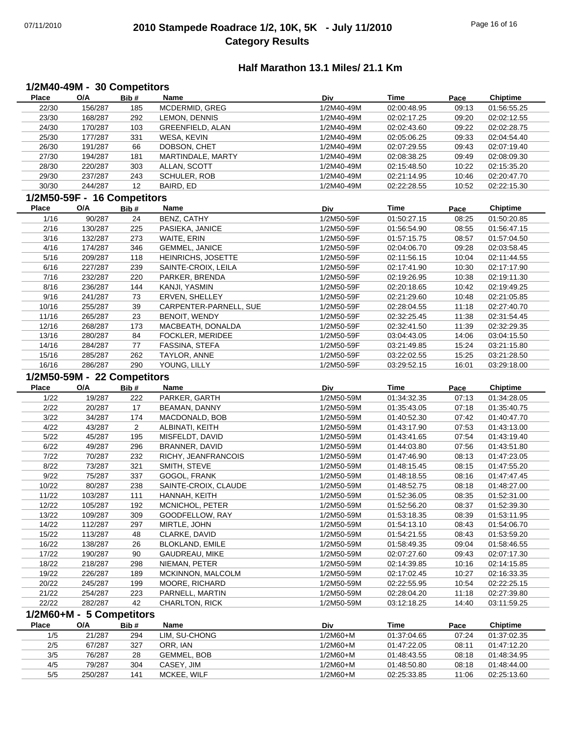# 2010 Stampede Roadrace 1/2, 10K, 5K - July 11/2010
## Category Results

### Half Marathon 13.1 Miles/ 21.1 Km

#### 1/2M40-49M - 30 Competitors

| Place | O/A | Bib # | Name | Div | Time | Pace | Chiptime |
|---|---|---|---|---|---|---|---|
| 22/30 | 156/287 | 185 | MCDERMID, GREG | 1/2M40-49M | 02:00:48.95 | 09:13 | 01:56:55.25 |
| 23/30 | 168/287 | 292 | LEMON, DENNIS | 1/2M40-49M | 02:02:17.25 | 09:20 | 02:02:12.55 |
| 24/30 | 170/287 | 103 | GREENFIELD, ALAN | 1/2M40-49M | 02:02:43.60 | 09:22 | 02:02:28.75 |
| 25/30 | 177/287 | 331 | WESA, KEVIN | 1/2M40-49M | 02:05:06.25 | 09:33 | 02:04:54.40 |
| 26/30 | 191/287 | 66 | DOBSON, CHET | 1/2M40-49M | 02:07:29.55 | 09:43 | 02:07:19.40 |
| 27/30 | 194/287 | 181 | MARTINDALE, MARTY | 1/2M40-49M | 02:08:38.25 | 09:49 | 02:08:09.30 |
| 28/30 | 220/287 | 303 | ALLAN, SCOTT | 1/2M40-49M | 02:15:48.50 | 10:22 | 02:15:35.20 |
| 29/30 | 237/287 | 243 | SCHULER, ROB | 1/2M40-49M | 02:21:14.95 | 10:46 | 02:20:47.70 |
| 30/30 | 244/287 | 12 | BAIRD, ED | 1/2M40-49M | 02:22:28.55 | 10:52 | 02:22:15.30 |

#### 1/2M50-59F - 16 Competitors

| Place | O/A | Bib # | Name | Div | Time | Pace | Chiptime |
|---|---|---|---|---|---|---|---|
| 1/16 | 90/287 | 24 | BENZ, CATHY | 1/2M50-59F | 01:50:27.15 | 08:25 | 01:50:20.85 |
| 2/16 | 130/287 | 225 | PASIEKA, JANICE | 1/2M50-59F | 01:56:54.90 | 08:55 | 01:56:47.15 |
| 3/16 | 132/287 | 273 | WAITE, ERIN | 1/2M50-59F | 01:57:15.75 | 08:57 | 01:57:04.50 |
| 4/16 | 174/287 | 346 | GEMMEL, JANICE | 1/2M50-59F | 02:04:06.70 | 09:28 | 02:03:58.45 |
| 5/16 | 209/287 | 118 | HEINRICHS, JOSETTE | 1/2M50-59F | 02:11:56.15 | 10:04 | 02:11:44.55 |
| 6/16 | 227/287 | 239 | SAINTE-CROIX, LEILA | 1/2M50-59F | 02:17:41.90 | 10:30 | 02:17:17.90 |
| 7/16 | 232/287 | 220 | PARKER, BRENDA | 1/2M50-59F | 02:19:26.95 | 10:38 | 02:19:11.30 |
| 8/16 | 236/287 | 144 | KANJI, YASMIN | 1/2M50-59F | 02:20:18.65 | 10:42 | 02:19:49.25 |
| 9/16 | 241/287 | 73 | ERVEN, SHELLEY | 1/2M50-59F | 02:21:29.60 | 10:48 | 02:21:05.85 |
| 10/16 | 255/287 | 39 | CARPENTER-PARNELL, SUE | 1/2M50-59F | 02:28:04.55 | 11:18 | 02:27:40.70 |
| 11/16 | 265/287 | 23 | BENOIT, WENDY | 1/2M50-59F | 02:32:25.45 | 11:38 | 02:31:54.45 |
| 12/16 | 268/287 | 173 | MACBEATH, DONALDA | 1/2M50-59F | 02:32:41.50 | 11:39 | 02:32:29.35 |
| 13/16 | 280/287 | 84 | FOCKLER, MERIDEE | 1/2M50-59F | 03:04:43.05 | 14:06 | 03:04:15.50 |
| 14/16 | 284/287 | 77 | FASSINA, STEFA | 1/2M50-59F | 03:21:49.85 | 15:24 | 03:21:15.80 |
| 15/16 | 285/287 | 262 | TAYLOR, ANNE | 1/2M50-59F | 03:22:02.55 | 15:25 | 03:21:28.50 |
| 16/16 | 286/287 | 290 | YOUNG, LILLY | 1/2M50-59F | 03:29:52.15 | 16:01 | 03:29:18.00 |

#### 1/2M50-59M - 22 Competitors

| Place | O/A | Bib # | Name | Div | Time | Pace | Chiptime |
|---|---|---|---|---|---|---|---|
| 1/22 | 19/287 | 222 | PARKER, GARTH | 1/2M50-59M | 01:34:32.35 | 07:13 | 01:34:28.05 |
| 2/22 | 20/287 | 17 | BEAMAN, DANNY | 1/2M50-59M | 01:35:43.05 | 07:18 | 01:35:40.75 |
| 3/22 | 34/287 | 174 | MACDONALD, BOB | 1/2M50-59M | 01:40:52.30 | 07:42 | 01:40:47.70 |
| 4/22 | 43/287 | 2 | ALBINATI, KEITH | 1/2M50-59M | 01:43:17.90 | 07:53 | 01:43:13.00 |
| 5/22 | 45/287 | 195 | MISFELDT, DAVID | 1/2M50-59M | 01:43:41.65 | 07:54 | 01:43:19.40 |
| 6/22 | 49/287 | 296 | BRANNER, DAVID | 1/2M50-59M | 01:44:03.80 | 07:56 | 01:43:51.80 |
| 7/22 | 70/287 | 232 | RICHY, JEANFRANCOIS | 1/2M50-59M | 01:47:46.90 | 08:13 | 01:47:23.05 |
| 8/22 | 73/287 | 321 | SMITH, STEVE | 1/2M50-59M | 01:48:15.45 | 08:15 | 01:47:55.20 |
| 9/22 | 75/287 | 337 | GOGOL, FRANK | 1/2M50-59M | 01:48:18.55 | 08:16 | 01:47:47.45 |
| 10/22 | 80/287 | 238 | SAINTE-CROIX, CLAUDE | 1/2M50-59M | 01:48:52.75 | 08:18 | 01:48:27.00 |
| 11/22 | 103/287 | 111 | HANNAH, KEITH | 1/2M50-59M | 01:52:36.05 | 08:35 | 01:52:31.00 |
| 12/22 | 105/287 | 192 | MCNICHOL, PETER | 1/2M50-59M | 01:52:56.20 | 08:37 | 01:52:39.30 |
| 13/22 | 109/287 | 309 | GOODFELLOW, RAY | 1/2M50-59M | 01:53:18.35 | 08:39 | 01:53:11.95 |
| 14/22 | 112/287 | 297 | MIRTLE, JOHN | 1/2M50-59M | 01:54:13.10 | 08:43 | 01:54:06.70 |
| 15/22 | 113/287 | 48 | CLARKE, DAVID | 1/2M50-59M | 01:54:21.55 | 08:43 | 01:53:59.20 |
| 16/22 | 138/287 | 26 | BLOKLAND, EMILE | 1/2M50-59M | 01:58:49.35 | 09:04 | 01:58:46.55 |
| 17/22 | 190/287 | 90 | GAUDREAU, MIKE | 1/2M50-59M | 02:07:27.60 | 09:43 | 02:07:17.30 |
| 18/22 | 218/287 | 298 | NIEMAN, PETER | 1/2M50-59M | 02:14:39.85 | 10:16 | 02:14:15.85 |
| 19/22 | 226/287 | 189 | MCKINNON, MALCOLM | 1/2M50-59M | 02:17:02.45 | 10:27 | 02:16:33.35 |
| 20/22 | 245/287 | 199 | MOORE, RICHARD | 1/2M50-59M | 02:22:55.95 | 10:54 | 02:22:25.15 |
| 21/22 | 254/287 | 223 | PARNELL, MARTIN | 1/2M50-59M | 02:28:04.20 | 11:18 | 02:27:39.80 |
| 22/22 | 282/287 | 42 | CHARLTON, RICK | 1/2M50-59M | 03:12:18.25 | 14:40 | 03:11:59.25 |

#### 1/2M60+M - 5 Competitors

| Place | O/A | Bib # | Name | Div | Time | Pace | Chiptime |
|---|---|---|---|---|---|---|---|
| 1/5 | 21/287 | 294 | LIM, SU-CHONG | 1/2M60+M | 01:37:04.65 | 07:24 | 01:37:02.35 |
| 2/5 | 67/287 | 327 | ORR, IAN | 1/2M60+M | 01:47:22.05 | 08:11 | 01:47:12.20 |
| 3/5 | 76/287 | 28 | GEMMEL, BOB | 1/2M60+M | 01:48:43.55 | 08:18 | 01:48:34.95 |
| 4/5 | 79/287 | 304 | CASEY, JIM | 1/2M60+M | 01:48:50.80 | 08:18 | 01:48:44.00 |
| 5/5 | 250/287 | 141 | MCKEE, WILF | 1/2M60+M | 02:25:33.85 | 11:06 | 02:25:13.60 |